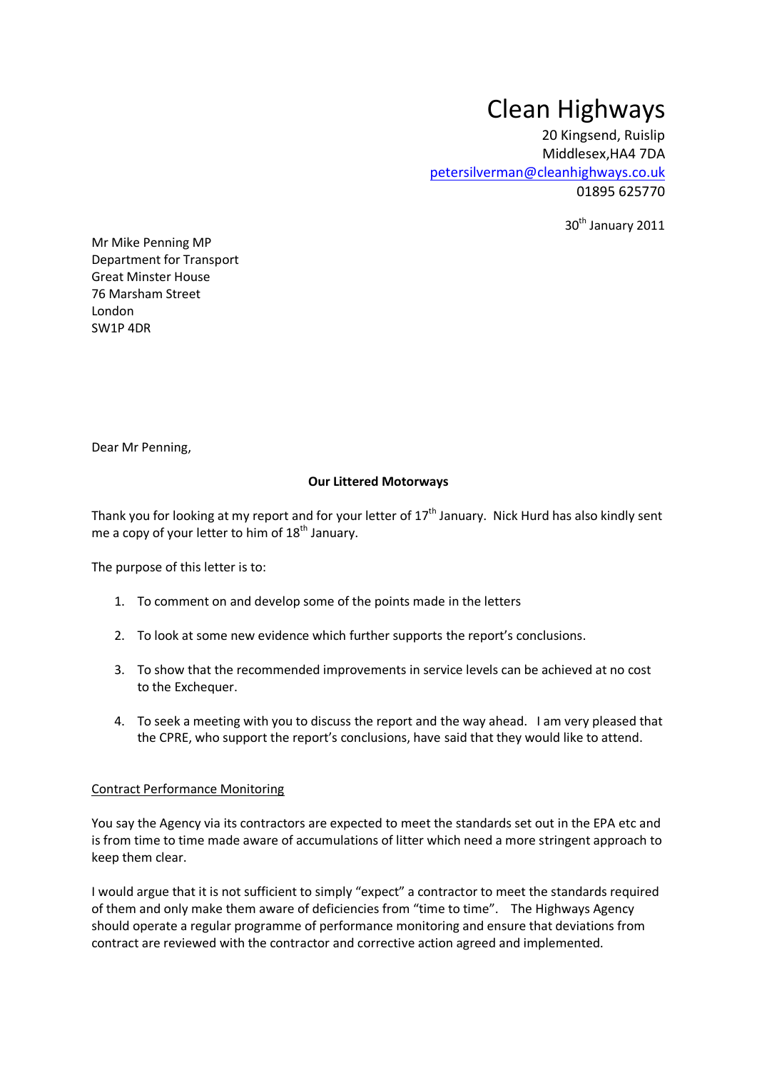# Clean Highways

20 Kingsend, Ruislip
Middlesex,HA4 7DA
petersilverman@cleanhighways.co.uk
01895 625770

30th January 2011

Mr Mike Penning MP
Department for Transport
Great Minster House
76 Marsham Street
London
SW1P 4DR

Dear Mr Penning,

**Our Littered Motorways**

Thank you for looking at my report and for your letter of 17th January. Nick Hurd has also kindly sent me a copy of your letter to him of 18th January.

The purpose of this letter is to:

1. To comment on and develop some of the points made in the letters
2. To look at some new evidence which further supports the report's conclusions.
3. To show that the recommended improvements in service levels can be achieved at no cost to the Exchequer.
4. To seek a meeting with you to discuss the report and the way ahead. I am very pleased that the CPRE, who support the report's conclusions, have said that they would like to attend.

Contract Performance Monitoring

You say the Agency via its contractors are expected to meet the standards set out in the EPA etc and is from time to time made aware of accumulations of litter which need a more stringent approach to keep them clear.

I would argue that it is not sufficient to simply "expect" a contractor to meet the standards required of them and only make them aware of deficiencies from "time to time". The Highways Agency should operate a regular programme of performance monitoring and ensure that deviations from contract are reviewed with the contractor and corrective action agreed and implemented.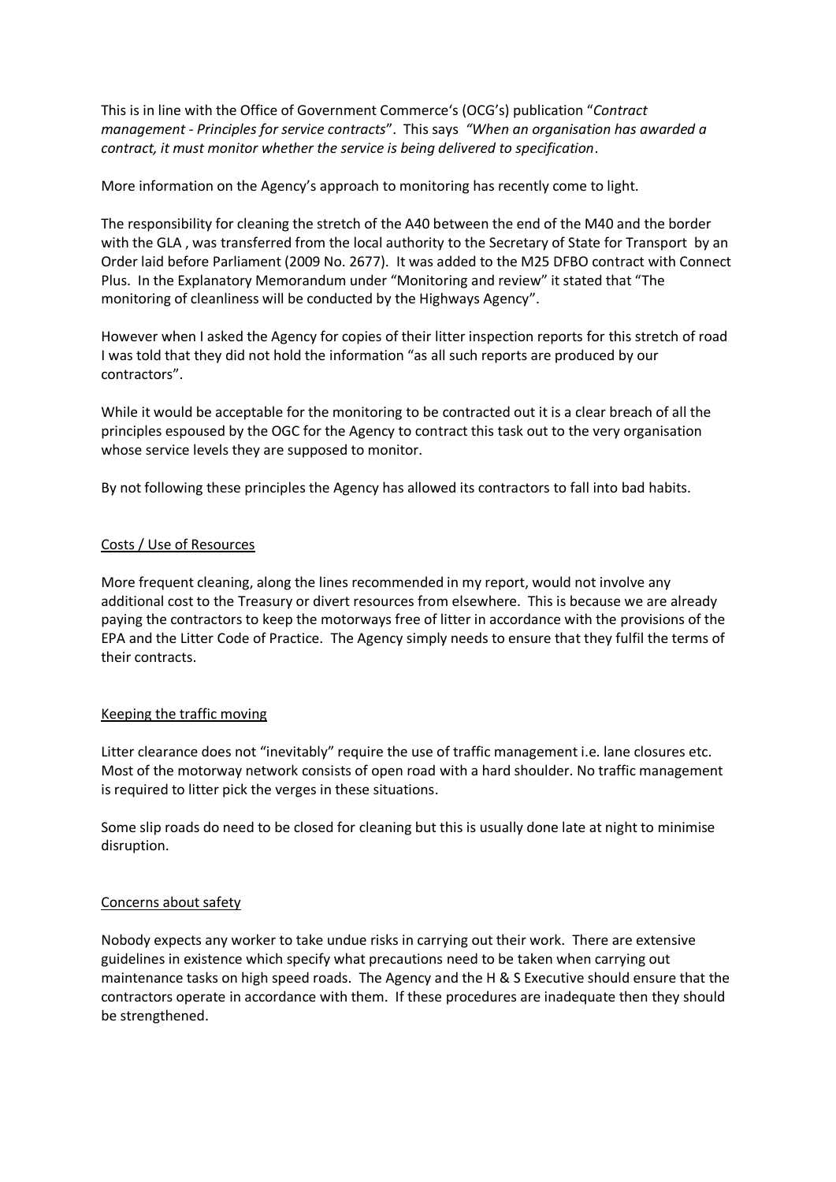This is in line with the Office of Government Commerce's (OCG's) publication "*Contract management - Principles for service contracts*". This says *"When an organisation has awarded a contract, it must monitor whether the service is being delivered to specification*.

More information on the Agency's approach to monitoring has recently come to light.

The responsibility for cleaning the stretch of the A40 between the end of the M40 and the border with the GLA , was transferred from the local authority to the Secretary of State for Transport by an Order laid before Parliament (2009 No. 2677). It was added to the M25 DFBO contract with Connect Plus. In the Explanatory Memorandum under "Monitoring and review" it stated that "The monitoring of cleanliness will be conducted by the Highways Agency".

However when I asked the Agency for copies of their litter inspection reports for this stretch of road I was told that they did not hold the information "as all such reports are produced by our contractors".

While it would be acceptable for the monitoring to be contracted out it is a clear breach of all the principles espoused by the OGC for the Agency to contract this task out to the very organisation whose service levels they are supposed to monitor.

By not following these principles the Agency has allowed its contractors to fall into bad habits.

## Costs / Use of Resources

More frequent cleaning, along the lines recommended in my report, would not involve any additional cost to the Treasury or divert resources from elsewhere. This is because we are already paying the contractors to keep the motorways free of litter in accordance with the provisions of the EPA and the Litter Code of Practice. The Agency simply needs to ensure that they fulfil the terms of their contracts.

## Keeping the traffic moving

Litter clearance does not "inevitably" require the use of traffic management i.e. lane closures etc. Most of the motorway network consists of open road with a hard shoulder. No traffic management is required to litter pick the verges in these situations.

Some slip roads do need to be closed for cleaning but this is usually done late at night to minimise disruption.

## Concerns about safety

Nobody expects any worker to take undue risks in carrying out their work. There are extensive guidelines in existence which specify what precautions need to be taken when carrying out maintenance tasks on high speed roads. The Agency and the H & S Executive should ensure that the contractors operate in accordance with them. If these procedures are inadequate then they should be strengthened.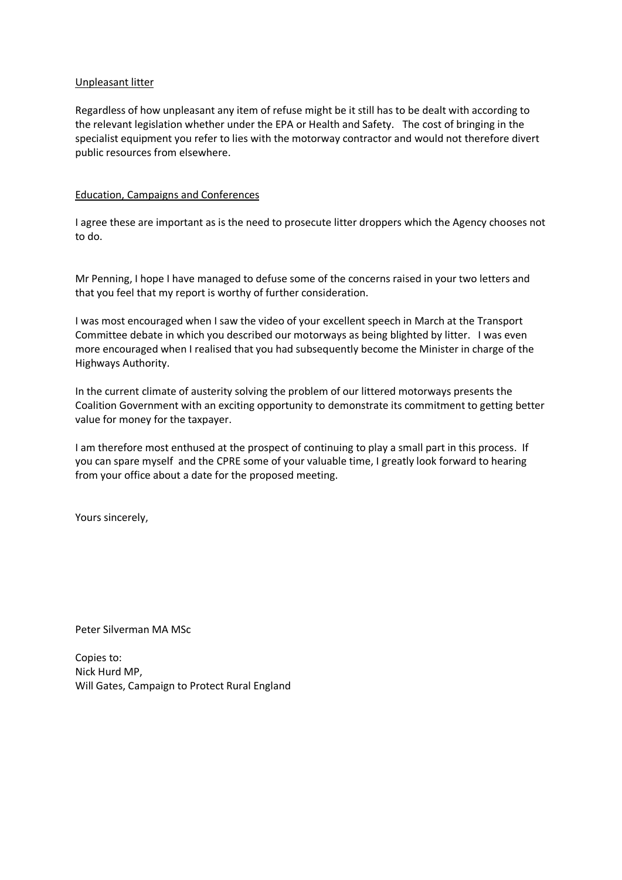Unpleasant litter

Regardless of how unpleasant any item of refuse might be it still has to be dealt with according to the relevant legislation whether under the EPA or Health and Safety. The cost of bringing in the specialist equipment you refer to lies with the motorway contractor and would not therefore divert public resources from elsewhere.

Education, Campaigns and Conferences

I agree these are important as is the need to prosecute litter droppers which the Agency chooses not to do.

Mr Penning, I hope I have managed to defuse some of the concerns raised in your two letters and that you feel that my report is worthy of further consideration.

I was most encouraged when I saw the video of your excellent speech in March at the Transport Committee debate in which you described our motorways as being blighted by litter. I was even more encouraged when I realised that you had subsequently become the Minister in charge of the Highways Authority.

In the current climate of austerity solving the problem of our littered motorways presents the Coalition Government with an exciting opportunity to demonstrate its commitment to getting better value for money for the taxpayer.

I am therefore most enthused at the prospect of continuing to play a small part in this process. If you can spare myself and the CPRE some of your valuable time, I greatly look forward to hearing from your office about a date for the proposed meeting.

Yours sincerely,

Peter Silverman MA MSc

Copies to:
Nick Hurd MP,
Will Gates, Campaign to Protect Rural England